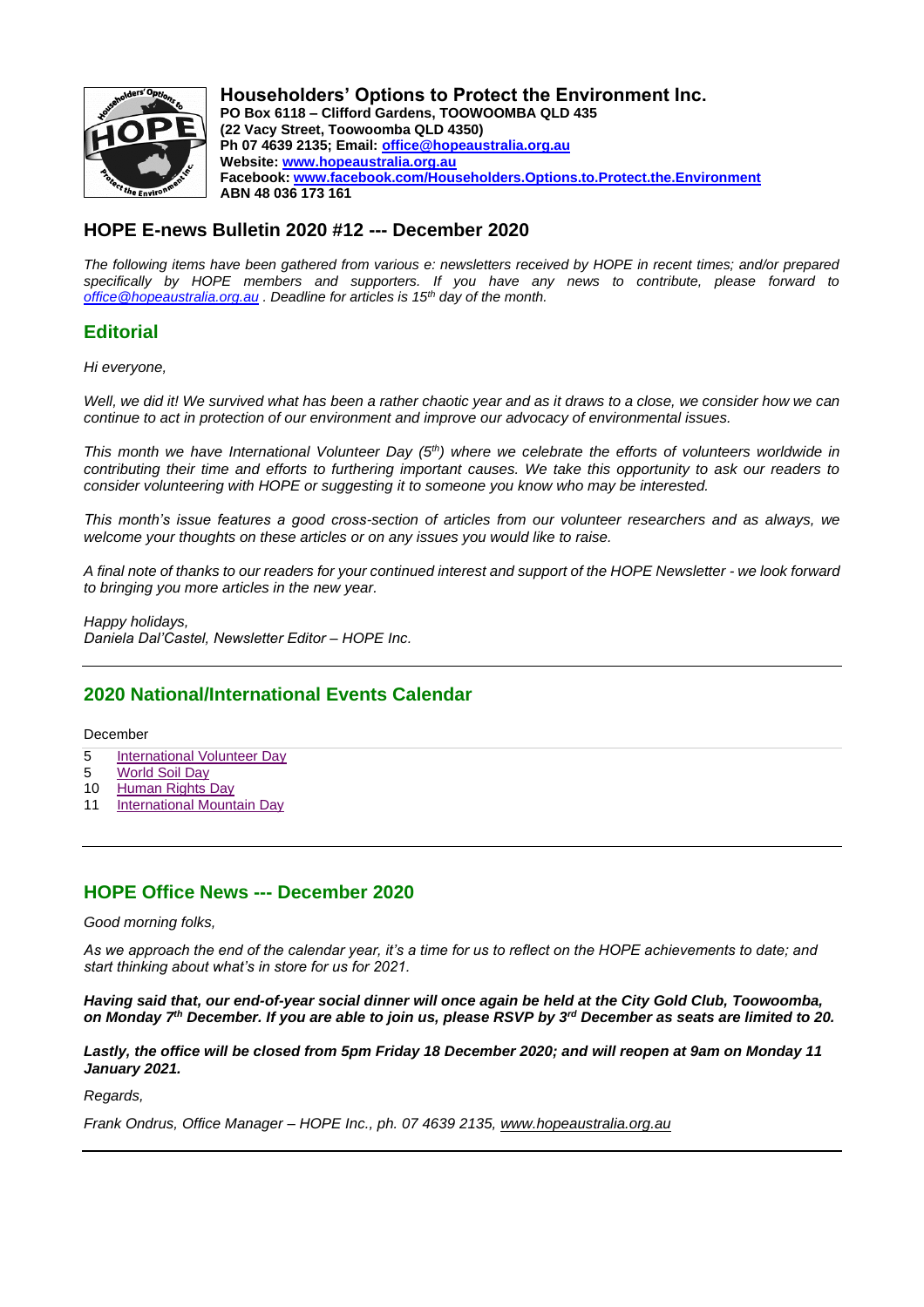**Householders' Options to Protect the Environment Inc.**
**PO Box 6118 – Clifford Gardens, TOOWOOMBA QLD 435**
**(22 Vacy Street, Toowoomba QLD 4350)**
**Ph 07 4639 2135; Email: office@hopeaustralia.org.au**
**Website: www.hopeaustralia.org.au**
**Facebook: www.facebook.com/Householders.Options.to.Protect.the.Environment**
**ABN 48 036 173 161**

## HOPE E-news Bulletin 2020 #12 --- December 2020

*The following items have been gathered from various e: newsletters received by HOPE in recent times; and/or prepared specifically by HOPE members and supporters. If you have any news to contribute, please forward to office@hopeaustralia.org.au . Deadline for articles is 15th day of the month.*

## Editorial

*Hi everyone,*

*Well, we did it! We survived what has been a rather chaotic year and as it draws to a close, we consider how we can continue to act in protection of our environment and improve our advocacy of environmental issues.*

*This month we have International Volunteer Day (5th) where we celebrate the efforts of volunteers worldwide in contributing their time and efforts to furthering important causes. We take this opportunity to ask our readers to consider volunteering with HOPE or suggesting it to someone you know who may be interested.*

*This month's issue features a good cross-section of articles from our volunteer researchers and as always, we welcome your thoughts on these articles or on any issues you would like to raise.*

*A final note of thanks to our readers for your continued interest and support of the HOPE Newsletter - we look forward to bringing you more articles in the new year.*

*Happy holidays,*
*Daniela Dal'Castel, Newsletter Editor – HOPE Inc.*

---

## 2020 National/International Events Calendar

December

- 5 International Volunteer Day
- 5 World Soil Day
- 10 Human Rights Day
- 11 International Mountain Day

---

## HOPE Office News --- December 2020

*Good morning folks,*

*As we approach the end of the calendar year, it's a time for us to reflect on the HOPE achievements to date; and start thinking about what's in store for us for 2021.*

***Having said that, our end-of-year social dinner will once again be held at the City Gold Club, Toowoomba, on Monday 7th December. If you are able to join us, please RSVP by 3rd December as seats are limited to 20.***

***Lastly, the office will be closed from 5pm Friday 18 December 2020; and will reopen at 9am on Monday 11 January 2021.***

*Regards,*

*Frank Ondrus, Office Manager – HOPE Inc., ph. 07 4639 2135, www.hopeaustralia.org.au*

---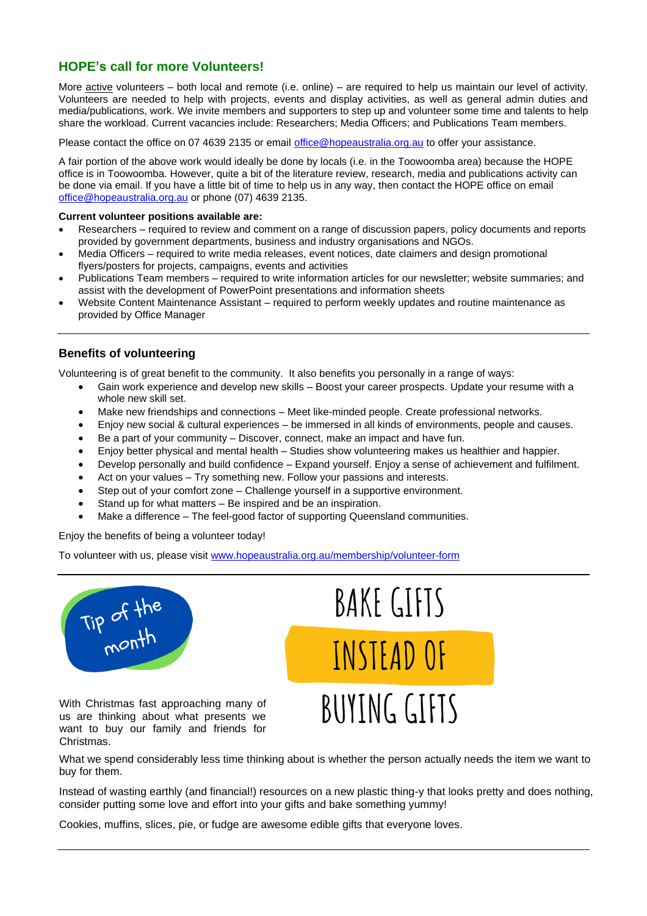## HOPE's call for more Volunteers!

More active volunteers – both local and remote (i.e. online) – are required to help us maintain our level of activity. Volunteers are needed to help with projects, events and display activities, as well as general admin duties and media/publications, work. We invite members and supporters to step up and volunteer some time and talents to help share the workload. Current vacancies include: Researchers; Media Officers; and Publications Team members.

Please contact the office on 07 4639 2135 or email office@hopeaustralia.org.au to offer your assistance.

A fair portion of the above work would ideally be done by locals (i.e. in the Toowoomba area) because the HOPE office is in Toowoomba. However, quite a bit of the literature review, research, media and publications activity can be done via email. If you have a little bit of time to help us in any way, then contact the HOPE office on email office@hopeaustralia.org.au or phone (07) 4639 2135.

**Current volunteer positions available are:**

- Researchers – required to review and comment on a range of discussion papers, policy documents and reports provided by government departments, business and industry organisations and NGOs.
- Media Officers – required to write media releases, event notices, date claimers and design promotional flyers/posters for projects, campaigns, events and activities
- Publications Team members – required to write information articles for our newsletter; website summaries; and assist with the development of PowerPoint presentations and information sheets
- Website Content Maintenance Assistant – required to perform weekly updates and routine maintenance as provided by Office Manager

---

## Benefits of volunteering

Volunteering is of great benefit to the community. It also benefits you personally in a range of ways:

- Gain work experience and develop new skills – Boost your career prospects. Update your resume with a whole new skill set.
- Make new friendships and connections – Meet like-minded people. Create professional networks.
- Enjoy new social & cultural experiences – be immersed in all kinds of environments, people and causes.
- Be a part of your community – Discover, connect, make an impact and have fun.
- Enjoy better physical and mental health – Studies show volunteering makes us healthier and happier.
- Develop personally and build confidence – Expand yourself. Enjoy a sense of achievement and fulfilment.
- Act on your values – Try something new. Follow your passions and interests.
- Step out of your comfort zone – Challenge yourself in a supportive environment.
- Stand up for what matters – Be inspired and be an inspiration.
- Make a difference – The feel-good factor of supporting Queensland communities.

Enjoy the benefits of being a volunteer today!

To volunteer with us, please visit www.hopeaustralia.org.au/membership/volunteer-form

---

## Tip of the month

## BAKE GIFTS INSTEAD OF BUYING GIFTS

With Christmas fast approaching many of us are thinking about what presents we want to buy our family and friends for Christmas.

What we spend considerably less time thinking about is whether the person actually needs the item we want to buy for them.

Instead of wasting earthly (and financial!) resources on a new plastic thing-y that looks pretty and does nothing, consider putting some love and effort into your gifts and bake something yummy!

Cookies, muffins, slices, pie, or fudge are awesome edible gifts that everyone loves.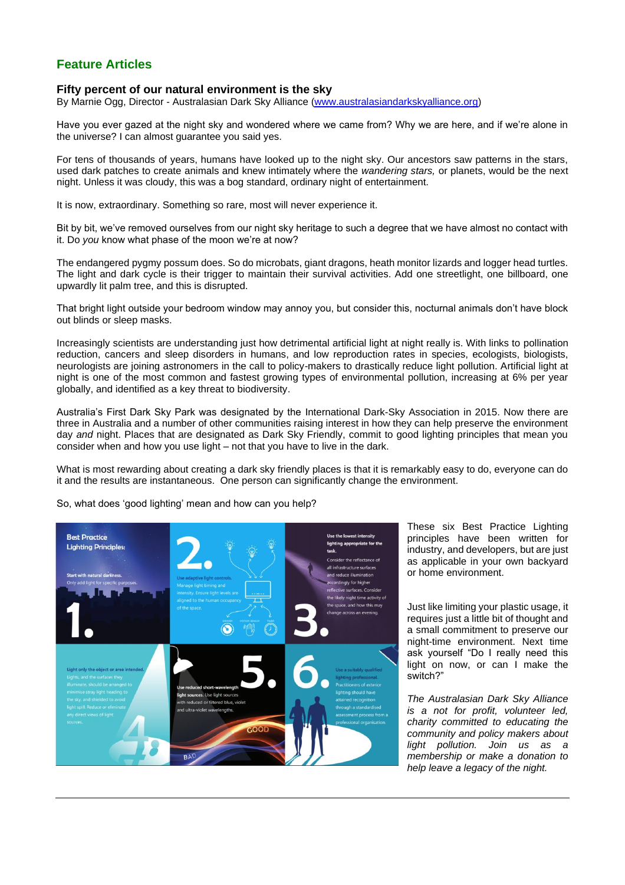## Feature Articles

### Fifty percent of our natural environment is the sky

By Marnie Ogg, Director - Australasian Dark Sky Alliance (www.australasiandarkskyalliance.org)

Have you ever gazed at the night sky and wondered where we came from? Why we are here, and if we're alone in the universe? I can almost guarantee you said yes.

For tens of thousands of years, humans have looked up to the night sky. Our ancestors saw patterns in the stars, used dark patches to create animals and knew intimately where the *wandering stars,* or planets, would be the next night. Unless it was cloudy, this was a bog standard, ordinary night of entertainment.

It is now, extraordinary. Something so rare, most will never experience it.

Bit by bit, we've removed ourselves from our night sky heritage to such a degree that we have almost no contact with it. Do *you* know what phase of the moon we're at now?

The endangered pygmy possum does. So do microbats, giant dragons, heath monitor lizards and logger head turtles. The light and dark cycle is their trigger to maintain their survival activities. Add one streetlight, one billboard, one upwardly lit palm tree, and this is disrupted.

That bright light outside your bedroom window may annoy you, but consider this, nocturnal animals don't have block out blinds or sleep masks.

Increasingly scientists are understanding just how detrimental artificial light at night really is. With links to pollination reduction, cancers and sleep disorders in humans, and low reproduction rates in species, ecologists, biologists, neurologists are joining astronomers in the call to policy-makers to drastically reduce light pollution. Artificial light at night is one of the most common and fastest growing types of environmental pollution, increasing at 6% per year globally, and identified as a key threat to biodiversity.

Australia's First Dark Sky Park was designated by the International Dark-Sky Association in 2015. Now there are three in Australia and a number of other communities raising interest in how they can help preserve the environment day *and* night. Places that are designated as Dark Sky Friendly, commit to good lighting principles that mean you consider when and how you use light – not that you have to live in the dark.

What is most rewarding about creating a dark sky friendly places is that it is remarkably easy to do, everyone can do it and the results are instantaneous. One person can significantly change the environment.

So, what does 'good lighting' mean and how can you help?

**Best Practice Lighting Principles:**

1. **Start with natural darkness.** Only add light for specific purposes.
2. **Use adaptive light controls.** Manage light timing and intensity. Ensure light levels are aligned to the human occupancy of the space.
3. **Use the lowest intensity lighting appropriate for the task.** Consider the reflectance of all infrastructure surfaces and reduce illumination accordingly for higher reflective surfaces. Consider the likely night time activity of the space, and how this may change across an evening.
4. **Light only the object or area intended.** Lights, and the surfaces they illuminate, should be arranged to minimise stray light heading to the sky, and shielded to avoid light spill. Reduce or eliminate any direct views of light sources.
5. **Use reduced short-wavelength light sources.** Use light sources with reduced or filtered blue, violet and ultra-violet wavelengths.
6. **Use a suitably qualified lighting professional.** Practitioners of exterior lighting should have attained recognition through a standardised assessment process from a professional organisation.

These six Best Practice Lighting principles have been written for industry, and developers, but are just as applicable in your own backyard or home environment.

Just like limiting your plastic usage, it requires just a little bit of thought and a small commitment to preserve our night-time environment. Next time ask yourself "Do I really need this light on now, or can I make the switch?"

*The Australasian Dark Sky Alliance is a not for profit, volunteer led, charity committed to educating the community and policy makers about light pollution. Join us as a membership or make a donation to help leave a legacy of the night.*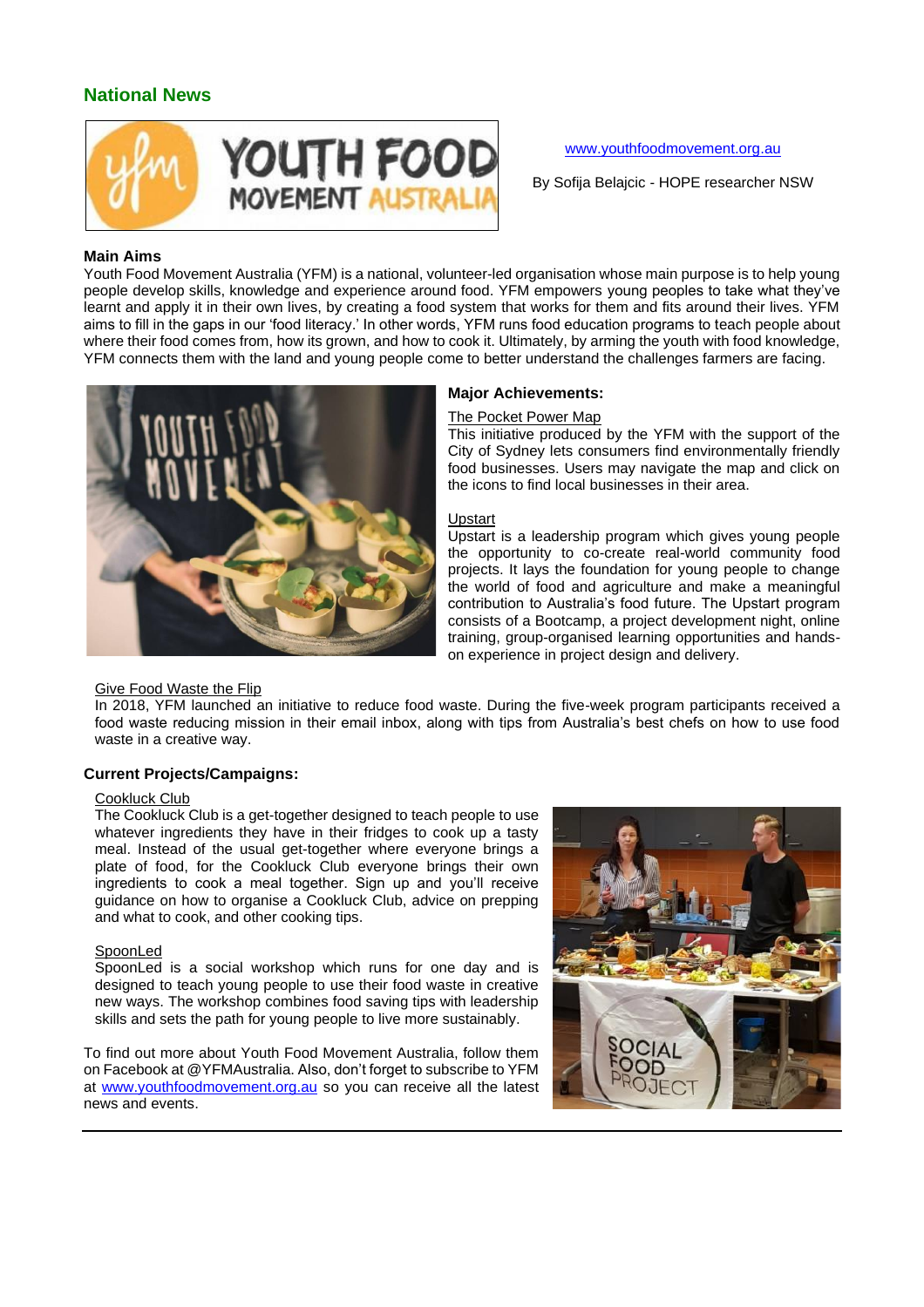## National News

www.youthfoodmovement.org.au

By Sofija Belajcic - HOPE researcher NSW

**Main Aims**

Youth Food Movement Australia (YFM) is a national, volunteer-led organisation whose main purpose is to help young people develop skills, knowledge and experience around food. YFM empowers young peoples to take what they've learnt and apply it in their own lives, by creating a food system that works for them and fits around their lives. YFM aims to fill in the gaps in our 'food literacy.' In other words, YFM runs food education programs to teach people about where their food comes from, how its grown, and how to cook it. Ultimately, by arming the youth with food knowledge, YFM connects them with the land and young people come to better understand the challenges farmers are facing.

**Major Achievements:**

The Pocket Power Map

This initiative produced by the YFM with the support of the City of Sydney lets consumers find environmentally friendly food businesses. Users may navigate the map and click on the icons to find local businesses in their area.

Upstart

Upstart is a leadership program which gives young people the opportunity to co-create real-world community food projects. It lays the foundation for young people to change the world of food and agriculture and make a meaningful contribution to Australia's food future. The Upstart program consists of a Bootcamp, a project development night, online training, group-organised learning opportunities and hands-on experience in project design and delivery.

Give Food Waste the Flip

In 2018, YFM launched an initiative to reduce food waste. During the five-week program participants received a food waste reducing mission in their email inbox, along with tips from Australia's best chefs on how to use food waste in a creative way.

**Current Projects/Campaigns:**

Cookluck Club

The Cookluck Club is a get-together designed to teach people to use whatever ingredients they have in their fridges to cook up a tasty meal. Instead of the usual get-together where everyone brings a plate of food, for the Cookluck Club everyone brings their own ingredients to cook a meal together. Sign up and you'll receive guidance on how to organise a Cookluck Club, advice on prepping and what to cook, and other cooking tips.

SpoonLed

SpoonLed is a social workshop which runs for one day and is designed to teach young people to use their food waste in creative new ways. The workshop combines food saving tips with leadership skills and sets the path for young people to live more sustainably.

To find out more about Youth Food Movement Australia, follow them on Facebook at @YFMAustralia. Also, don't forget to subscribe to YFM at www.youthfoodmovement.org.au so you can receive all the latest news and events.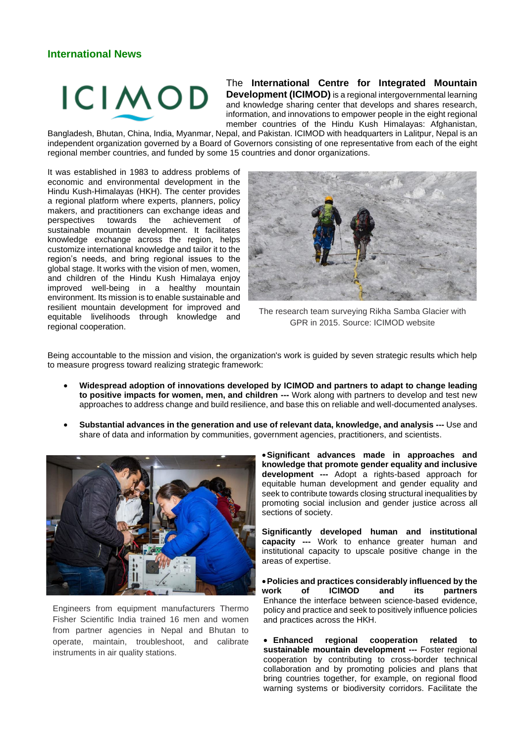## International News

The **International Centre for Integrated Mountain Development (ICIMOD)** is a regional intergovernmental learning and knowledge sharing center that develops and shares research, information, and innovations to empower people in the eight regional member countries of the Hindu Kush Himalayas: Afghanistan, Bangladesh, Bhutan, China, India, Myanmar, Nepal, and Pakistan. ICIMOD with headquarters in Lalitpur, Nepal is an independent organization governed by a Board of Governors consisting of one representative from each of the eight regional member countries, and funded by some 15 countries and donor organizations.

It was established in 1983 to address problems of economic and environmental development in the Hindu Kush-Himalayas (HKH). The center provides a regional platform where experts, planners, policy makers, and practitioners can exchange ideas and perspectives towards the achievement of sustainable mountain development. It facilitates knowledge exchange across the region, helps customize international knowledge and tailor it to the region's needs, and bring regional issues to the global stage. It works with the vision of men, women, and children of the Hindu Kush Himalaya enjoy improved well-being in a healthy mountain environment. Its mission is to enable sustainable and resilient mountain development for improved and equitable livelihoods through knowledge and regional cooperation.

The research team surveying Rikha Samba Glacier with GPR in 2015. Source: ICIMOD website

Being accountable to the mission and vision, the organization's work is guided by seven strategic results which help to measure progress toward realizing strategic framework:

- **Widespread adoption of innovations developed by ICIMOD and partners to adapt to change leading to positive impacts for women, men, and children ---** Work along with partners to develop and test new approaches to address change and build resilience, and base this on reliable and well-documented analyses.
- **Substantial advances in the generation and use of relevant data, knowledge, and analysis ---** Use and share of data and information by communities, government agencies, practitioners, and scientists.

Engineers from equipment manufacturers Thermo Fisher Scientific India trained 16 men and women from partner agencies in Nepal and Bhutan to operate, maintain, troubleshoot, and calibrate instruments in air quality stations.

- **Significant advances made in approaches and knowledge that promote gender equality and inclusive development ---** Adopt a rights-based approach for equitable human development and gender equality and seek to contribute towards closing structural inequalities by promoting social inclusion and gender justice across all sections of society.

**Significantly developed human and institutional capacity ---** Work to enhance greater human and institutional capacity to upscale positive change in the areas of expertise.

- **Policies and practices considerably influenced by the work of ICIMOD and its partners** Enhance the interface between science-based evidence, policy and practice and seek to positively influence policies and practices across the HKH.

- **Enhanced regional cooperation related to sustainable mountain development ---** Foster regional cooperation by contributing to cross-border technical collaboration and by promoting policies and plans that bring countries together, for example, on regional flood warning systems or biodiversity corridors. Facilitate the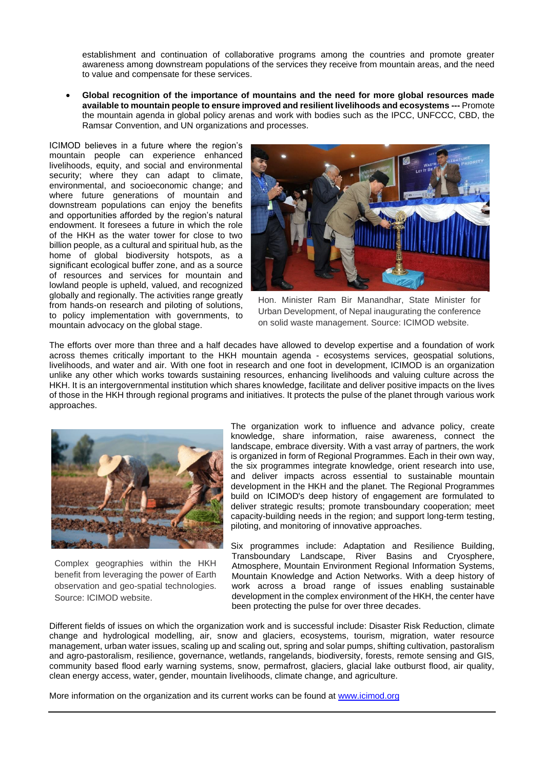establishment and continuation of collaborative programs among the countries and promote greater awareness among downstream populations of the services they receive from mountain areas, and the need to value and compensate for these services.

- **Global recognition of the importance of mountains and the need for more global resources made available to mountain people to ensure improved and resilient livelihoods and ecosystems ---** Promote the mountain agenda in global policy arenas and work with bodies such as the IPCC, UNFCCC, CBD, the Ramsar Convention, and UN organizations and processes.

ICIMOD believes in a future where the region's mountain people can experience enhanced livelihoods, equity, and social and environmental security; where they can adapt to climate, environmental, and socioeconomic change; and where future generations of mountain and downstream populations can enjoy the benefits and opportunities afforded by the region's natural endowment. It foresees a future in which the role of the HKH as the water tower for close to two billion people, as a cultural and spiritual hub, as the home of global biodiversity hotspots, as a significant ecological buffer zone, and as a source of resources and services for mountain and lowland people is upheld, valued, and recognized globally and regionally. The activities range greatly from hands-on research and piloting of solutions, to policy implementation with governments, to mountain advocacy on the global stage.

Hon. Minister Ram Bir Manandhar, State Minister for Urban Development, of Nepal inaugurating the conference on solid waste management. Source: ICIMOD website.

The efforts over more than three and a half decades have allowed to develop expertise and a foundation of work across themes critically important to the HKH mountain agenda - ecosystems services, geospatial solutions, livelihoods, and water and air. With one foot in research and one foot in development, ICIMOD is an organization unlike any other which works towards sustaining resources, enhancing livelihoods and valuing culture across the HKH. It is an intergovernmental institution which shares knowledge, facilitate and deliver positive impacts on the lives of those in the HKH through regional programs and initiatives. It protects the pulse of the planet through various work approaches.

The organization work to influence and advance policy, create knowledge, share information, raise awareness, connect the landscape, embrace diversity. With a vast array of partners, the work is organized in form of Regional Programmes. Each in their own way, the six programmes integrate knowledge, orient research into use, and deliver impacts across essential to sustainable mountain development in the HKH and the planet. The Regional Programmes build on ICIMOD's deep history of engagement are formulated to deliver strategic results; promote transboundary cooperation; meet capacity-building needs in the region; and support long-term testing, piloting, and monitoring of innovative approaches.

Six programmes include: Adaptation and Resilience Building, Transboundary Landscape, River Basins and Cryosphere, Atmosphere, Mountain Environment Regional Information Systems, Mountain Knowledge and Action Networks. With a deep history of work across a broad range of issues enabling sustainable development in the complex environment of the HKH, the center have been protecting the pulse for over three decades.

Complex geographies within the HKH benefit from leveraging the power of Earth observation and geo-spatial technologies. Source: ICIMOD website.

Different fields of issues on which the organization work and is successful include: Disaster Risk Reduction, climate change and hydrological modelling, air, snow and glaciers, ecosystems, tourism, migration, water resource management, urban water issues, scaling up and scaling out, spring and solar pumps, shifting cultivation, pastoralism and agro-pastoralism, resilience, governance, wetlands, rangelands, biodiversity, forests, remote sensing and GIS, community based flood early warning systems, snow, permafrost, glaciers, glacial lake outburst flood, air quality, clean energy access, water, gender, mountain livelihoods, climate change, and agriculture.

More information on the organization and its current works can be found at [www.icimod.org](http://www.icimod.org)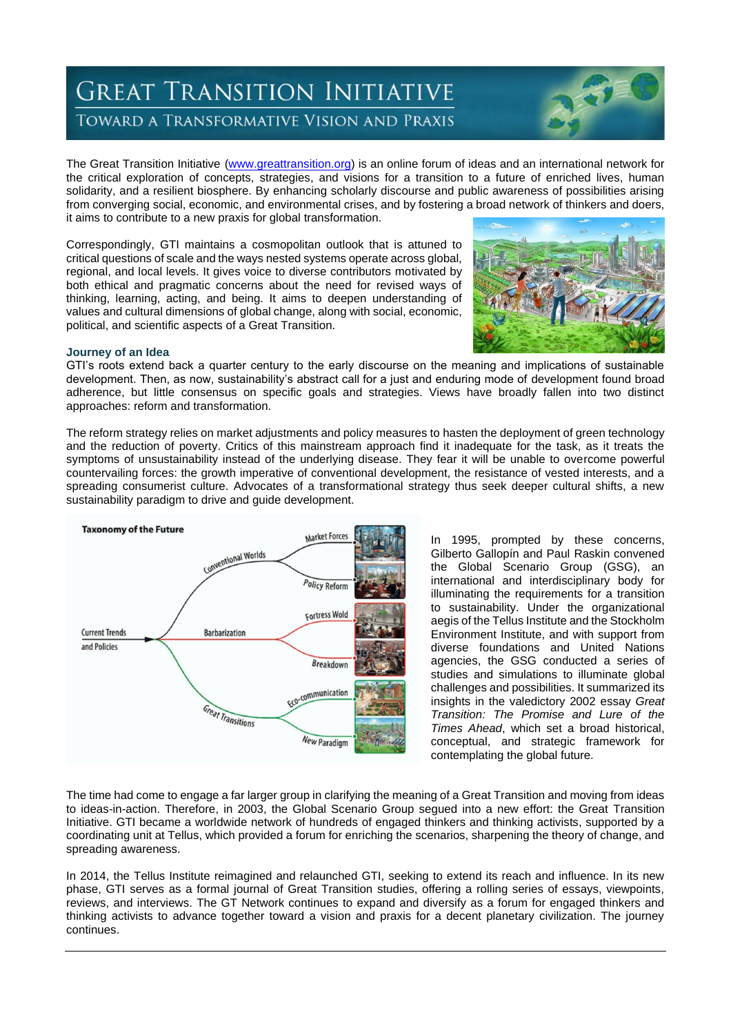# Great Transition Initiative

## Toward a Transformative Vision and Praxis

The Great Transition Initiative (www.greattransition.org) is an online forum of ideas and an international network for the critical exploration of concepts, strategies, and visions for a transition to a future of enriched lives, human solidarity, and a resilient biosphere. By enhancing scholarly discourse and public awareness of possibilities arising from converging social, economic, and environmental crises, and by fostering a broad network of thinkers and doers, it aims to contribute to a new praxis for global transformation.

Correspondingly, GTI maintains a cosmopolitan outlook that is attuned to critical questions of scale and the ways nested systems operate across global, regional, and local levels. It gives voice to diverse contributors motivated by both ethical and pragmatic concerns about the need for revised ways of thinking, learning, acting, and being. It aims to deepen understanding of values and cultural dimensions of global change, along with social, economic, political, and scientific aspects of a Great Transition.

### Journey of an Idea

GTI's roots extend back a quarter century to the early discourse on the meaning and implications of sustainable development. Then, as now, sustainability's abstract call for a just and enduring mode of development found broad adherence, but little consensus on specific goals and strategies. Views have broadly fallen into two distinct approaches: reform and transformation.

The reform strategy relies on market adjustments and policy measures to hasten the deployment of green technology and the reduction of poverty. Critics of this mainstream approach find it inadequate for the task, as it treats the symptoms of unsustainability instead of the underlying disease. They fear it will be unable to overcome powerful countervailing forces: the growth imperative of conventional development, the resistance of vested interests, and a spreading consumerist culture. Advocates of a transformational strategy thus seek deeper cultural shifts, a new sustainability paradigm to drive and guide development.

**Taxonomy of the Future**

Current Trends and Policies → Conventional Worlds (Market Forces, Policy Reform); Barbarization (Fortress World, Breakdown); Great Transitions (Eco-communication, New Paradigm)

In 1995, prompted by these concerns, Gilberto Gallopín and Paul Raskin convened the Global Scenario Group (GSG), an international and interdisciplinary body for illuminating the requirements for a transition to sustainability. Under the organizational aegis of the Tellus Institute and the Stockholm Environment Institute, and with support from diverse foundations and United Nations agencies, the GSG conducted a series of studies and simulations to illuminate global challenges and possibilities. It summarized its insights in the valedictory 2002 essay *Great Transition: The Promise and Lure of the Times Ahead*, which set a broad historical, conceptual, and strategic framework for contemplating the global future.

The time had come to engage a far larger group in clarifying the meaning of a Great Transition and moving from ideas to ideas-in-action. Therefore, in 2003, the Global Scenario Group segued into a new effort: the Great Transition Initiative. GTI became a worldwide network of hundreds of engaged thinkers and thinking activists, supported by a coordinating unit at Tellus, which provided a forum for enriching the scenarios, sharpening the theory of change, and spreading awareness.

In 2014, the Tellus Institute reimagined and relaunched GTI, seeking to extend its reach and influence. In its new phase, GTI serves as a formal journal of Great Transition studies, offering a rolling series of essays, viewpoints, reviews, and interviews. The GT Network continues to expand and diversify as a forum for engaged thinkers and thinking activists to advance together toward a vision and praxis for a decent planetary civilization. The journey continues.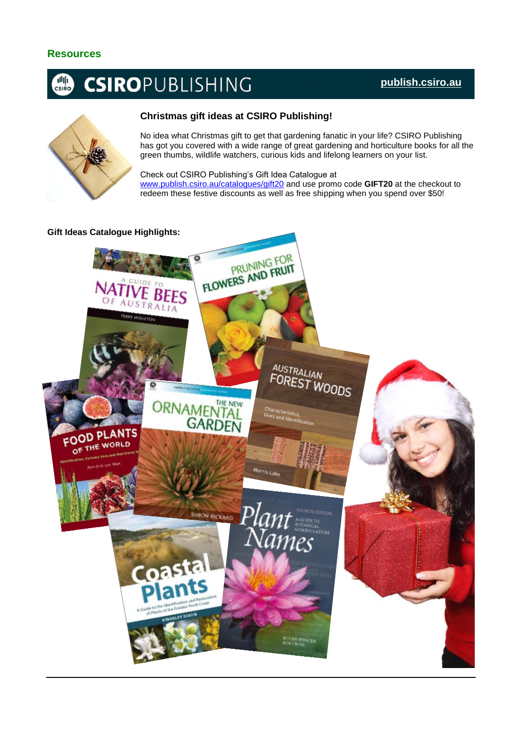## Resources

**CSIRO**PUBLISHING

**publish.csiro.au**

### Christmas gift ideas at CSIRO Publishing!

No idea what Christmas gift to get that gardening fanatic in your life? CSIRO Publishing has got you covered with a wide range of great gardening and horticulture books for all the green thumbs, wildlife watchers, curious kids and lifelong learners on your list.

Check out CSIRO Publishing's Gift Idea Catalogue at www.publish.csiro.au/catalogues/gift20 and use promo code **GIFT20** at the checkout to redeem these festive discounts as well as free shipping when you spend over $50!

**Gift Ideas Catalogue Highlights:**